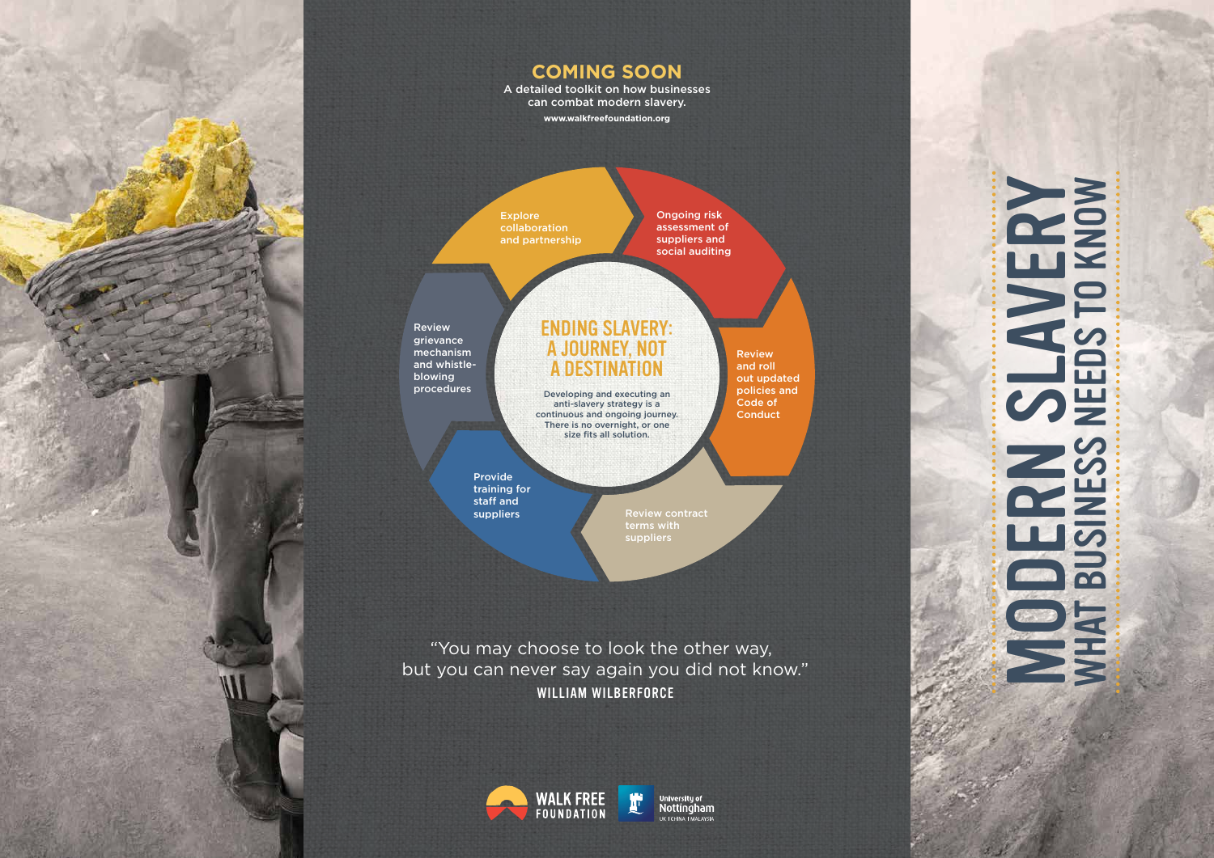# MODERN SLAVERY

## WHAT BUSINESS NEEDS TO KNOW

## COMING SOON

A detailed toolkit on how businesses can combat modern slavery.

**www.walkfreefoundation.org**

### ENDING SLAVERY: A JOURNEY, NOT A DESTINATION

Developing and executing an anti-slavery strategy is a continuous and ongoing journey. There is no overnight, or one size fits all solution.

- Explore collaboration and partnership
- Ongoing risk assessment of suppliers and social auditing
- Review and roll out updated policies and Code of Conduct
- Review contract terms with suppliers
- Provide training for staff and suppliers
- Review grievance mechanism and whistle-blowing procedures

"You may choose to look the other way, but you can never say again you did not know."

**WILLIAM WILBERFORCE**

WALK FREE FOUNDATION

University of Nottingham UK | CHINA | MALAYSIA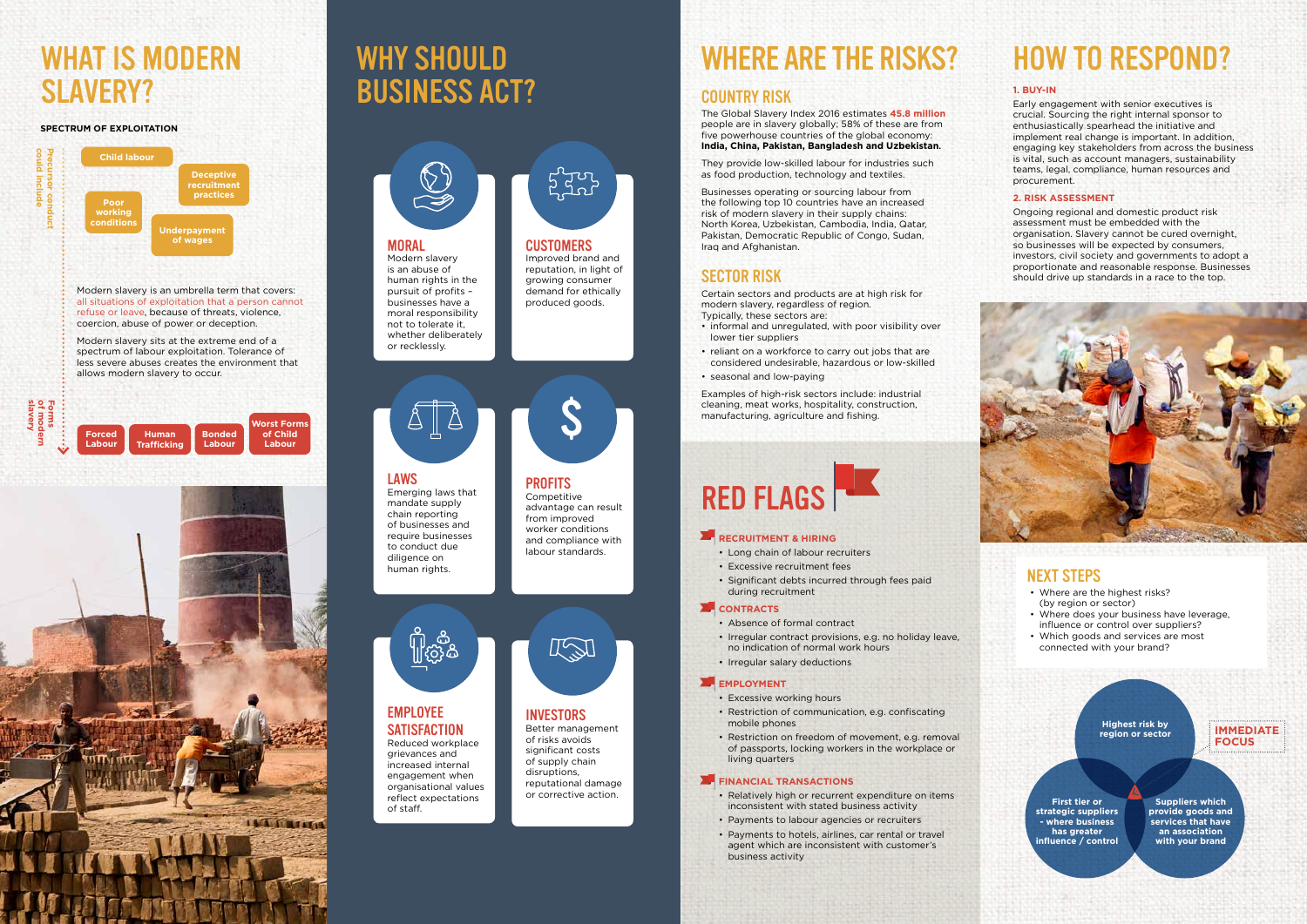# WHAT IS MODERN SLAVERY?

**SPECTRUM OF EXPLOITATION**

Precursor conduct could include

Child labour

Deceptive recruitment practices

Poor working conditions

Underpayment of wages

Modern slavery is an umbrella term that covers: all situations of exploitation that a person cannot refuse or leave, because of threats, violence, coercion, abuse of power or deception.

Modern slavery sits at the extreme end of a spectrum of labour exploitation. Tolerance of less severe abuses creates the environment that allows modern slavery to occur.

Forms of modern slavery

Forced Labour

Human Trafficking

Bonded Labour

Worst Forms of Child Labour

# WHY SHOULD BUSINESS ACT?

## MORAL

Modern slavery is an abuse of human rights in the pursuit of profits – businesses have a moral responsibility not to tolerate it, whether deliberately or recklessly.

## CUSTOMERS

Improved brand and reputation, in light of growing consumer demand for ethically produced goods.

## LAWS

Emerging laws that mandate supply chain reporting of businesses and require businesses to conduct due diligence on human rights.

## PROFITS

Competitive advantage can result from improved worker conditions and compliance with labour standards.

## EMPLOYEE SATISFACTION

Reduced workplace grievances and increased internal engagement when organisational values reflect expectations of staff.

## INVESTORS

Better management of risks avoids significant costs of supply chain disruptions, reputational damage or corrective action.

# WHERE ARE THE RISKS?

## COUNTRY RISK

The Global Slavery Index 2016 estimates **45.8 million** people are in slavery globally; 58% of these are from five powerhouse countries of the global economy: **India, China, Pakistan, Bangladesh and Uzbekistan.**

They provide low-skilled labour for industries such as food production, technology and textiles.

Businesses operating or sourcing labour from the following top 10 countries have an increased risk of modern slavery in their supply chains: North Korea, Uzbekistan, Cambodia, India, Qatar, Pakistan, Democratic Republic of Congo, Sudan, Iraq and Afghanistan.

## SECTOR RISK

Certain sectors and products are at high risk for modern slavery, regardless of region.
Typically, these sectors are:

- informal and unregulated, with poor visibility over lower tier suppliers
- reliant on a workforce to carry out jobs that are considered undesirable, hazardous or low-skilled
- seasonal and low-paying

Examples of high-risk sectors include: industrial cleaning, meat works, hospitality, construction, manufacturing, agriculture and fishing.

# RED FLAGS

### RECRUITMENT & HIRING

- Long chain of labour recruiters
- Excessive recruitment fees
- Significant debts incurred through fees paid during recruitment

### CONTRACTS

- Absence of formal contract
- Irregular contract provisions, e.g. no holiday leave, no indication of normal work hours
- Irregular salary deductions

### EMPLOYMENT

- Excessive working hours
- Restriction of communication, e.g. confiscating mobile phones
- Restriction on freedom of movement, e.g. removal of passports, locking workers in the workplace or living quarters

### FINANCIAL TRANSACTIONS

- Relatively high or recurrent expenditure on items inconsistent with stated business activity
- Payments to labour agencies or recruiters
- Payments to hotels, airlines, car rental or travel agent which are inconsistent with customer's business activity

# HOW TO RESPOND?

**1. BUY-IN**

Early engagement with senior executives is crucial. Sourcing the right internal sponsor to enthusiastically spearhead the initiative and implement real change is important. In addition, engaging key stakeholders from across the business is vital, such as account managers, sustainability teams, legal, compliance, human resources and procurement.

**2. RISK ASSESSMENT**

Ongoing regional and domestic product risk assessment must be embedded with the organisation. Slavery cannot be cured overnight, so businesses will be expected by consumers, investors, civil society and governments to adopt a proportionate and reasonable response. Businesses should drive up standards in a race to the top.

## NEXT STEPS

- Where are the highest risks? (by region or sector)
- Where does your business have leverage, influence or control over suppliers?
- Which goods and services are most connected with your brand?

Highest risk by region or sector

First tier or strategic suppliers - where business has greater influence / control

Suppliers which provide goods and services that have an association with your brand

IMMEDIATE FOCUS